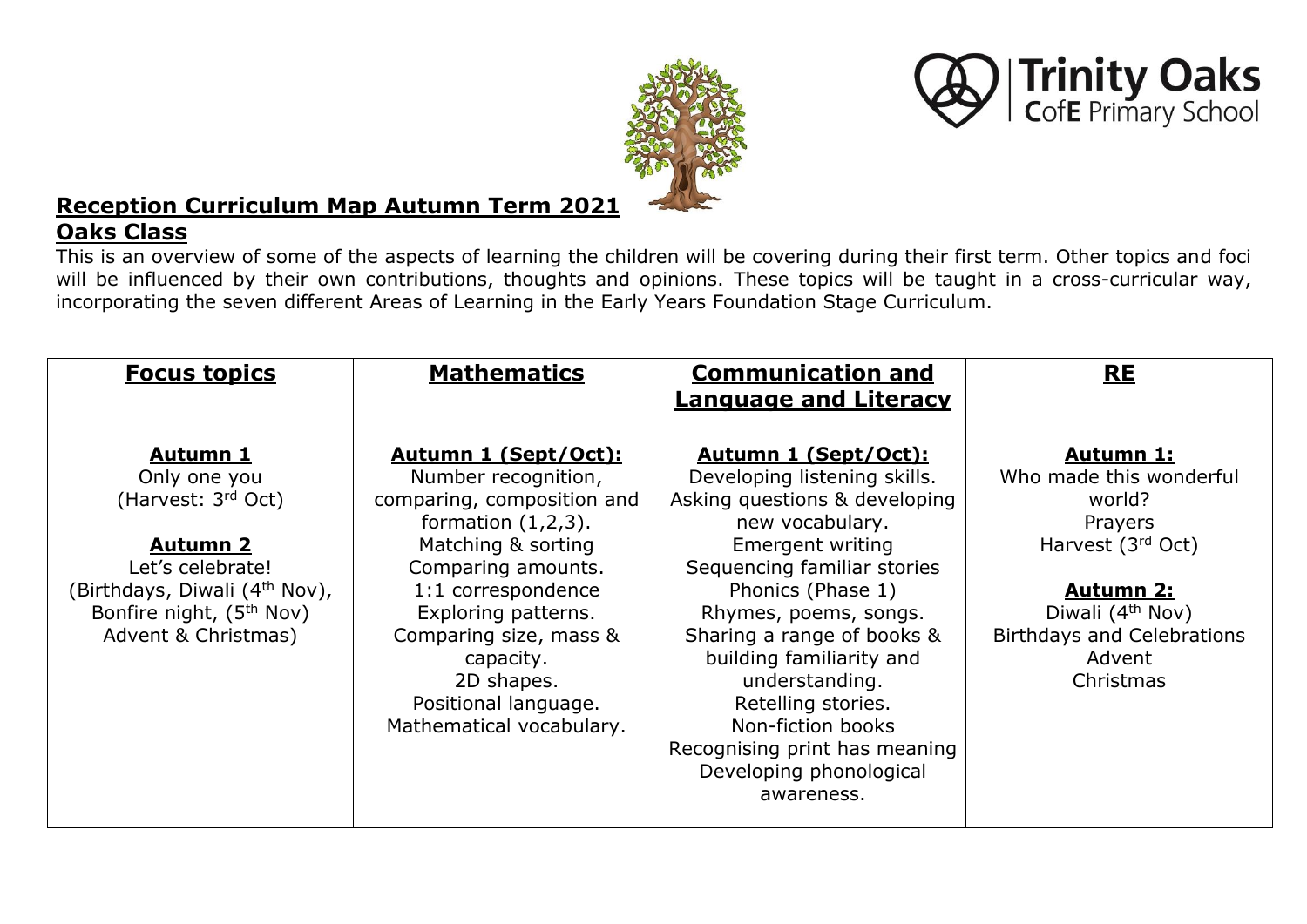Trinity Oaks
CofE Primary School

## Reception Curriculum Map Autumn Term 2021

## Oaks Class

This is an overview of some of the aspects of learning the children will be covering during their first term. Other topics and foci will be influenced by their own contributions, thoughts and opinions. These topics will be taught in a cross-curricular way, incorporating the seven different Areas of Learning in the Early Years Foundation Stage Curriculum.

| **Focus topics** | **Mathematics** | **Communication and Language and Literacy** | **RE** |
|---|---|---|---|
| **Autumn 1**<br>Only one you<br>(Harvest: 3rd Oct)<br><br>**Autumn 2**<br>Let's celebrate!<br>(Birthdays, Diwali (4th Nov), Bonfire night, (5th Nov) Advent & Christmas) | **Autumn 1 (Sept/Oct):**<br>Number recognition, comparing, composition and formation (1,2,3).<br>Matching & sorting<br>Comparing amounts.<br>1:1 correspondence<br>Exploring patterns.<br>Comparing size, mass & capacity.<br>2D shapes.<br>Positional language.<br>Mathematical vocabulary. | **Autumn 1 (Sept/Oct):**<br>Developing listening skills.<br>Asking questions & developing new vocabulary.<br>Emergent writing<br>Sequencing familiar stories<br>Phonics (Phase 1)<br>Rhymes, poems, songs.<br>Sharing a range of books & building familiarity and understanding.<br>Retelling stories.<br>Non-fiction books<br>Recognising print has meaning<br>Developing phonological awareness. | **Autumn 1:**<br>Who made this wonderful world?<br>Prayers<br>Harvest (3rd Oct)<br><br>**Autumn 2:**<br>Diwali (4th Nov)<br>Birthdays and Celebrations<br>Advent<br>Christmas |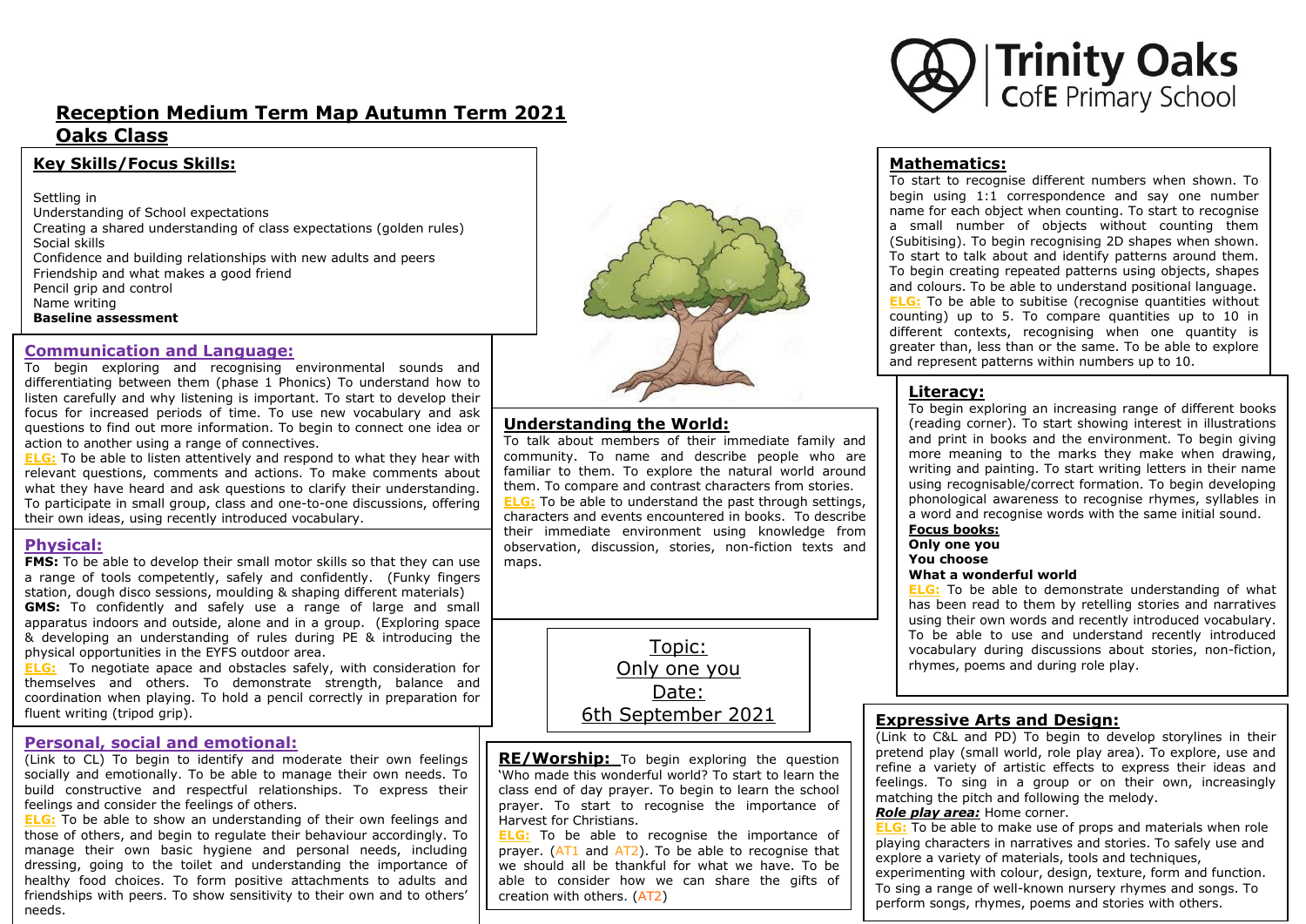# Reception Medium Term Map Autumn Term 2021
# Oaks Class

Trinity Oaks CofE Primary School

## Key Skills/Focus Skills:

Settling in
Understanding of School expectations
Creating a shared understanding of class expectations (golden rules)
Social skills
Confidence and building relationships with new adults and peers
Friendship and what makes a good friend
Pencil grip and control
Name writing
**Baseline assessment**

## Communication and Language:

To begin exploring and recognising environmental sounds and differentiating between them (phase 1 Phonics) To understand how to listen carefully and why listening is important. To start to develop their focus for increased periods of time. To use new vocabulary and ask questions to find out more information. To begin to connect one idea or action to another using a range of connectives.

**ELG:** To be able to listen attentively and respond to what they hear with relevant questions, comments and actions. To make comments about what they have heard and ask questions to clarify their understanding. To participate in small group, class and one-to-one discussions, offering their own ideas, using recently introduced vocabulary.

## Physical:

**FMS:** To be able to develop their small motor skills so that they can use a range of tools competently, safely and confidently. (Funky fingers station, dough disco sessions, moulding & shaping different materials)

**GMS:** To confidently and safely use a range of large and small apparatus indoors and outside, alone and in a group. (Exploring space & developing an understanding of rules during PE & introducing the physical opportunities in the EYFS outdoor area.

**ELG:** To negotiate apace and obstacles safely, with consideration for themselves and others. To demonstrate strength, balance and coordination when playing. To hold a pencil correctly in preparation for fluent writing (tripod grip).

## Personal, social and emotional:

(Link to CL) To begin to identify and moderate their own feelings socially and emotionally. To be able to manage their own needs. To build constructive and respectful relationships. To express their feelings and consider the feelings of others.

**ELG:** To be able to show an understanding of their own feelings and those of others, and begin to regulate their behaviour accordingly. To manage their own basic hygiene and personal needs, including dressing, going to the toilet and understanding the importance of healthy food choices. To form positive attachments to adults and friendships with peers. To show sensitivity to their own and to others' needs.

## Understanding the World:

To talk about members of their immediate family and community. To name and describe people who are familiar to them. To explore the natural world around them. To compare and contrast characters from stories.

**ELG:** To be able to understand the past through settings, characters and events encountered in books. To describe their immediate environment using knowledge from observation, discussion, stories, non-fiction texts and maps.

Topic:
Only one you
Date:
6th September 2021

## RE/Worship:

To begin exploring the question 'Who made this wonderful world? To start to learn the class end of day prayer. To begin to learn the school prayer. To start to recognise the importance of Harvest for Christians.

**ELG:** To be able to recognise the importance of prayer. (AT1 and AT2). To be able to recognise that we should all be thankful for what we have. To be able to consider how we can share the gifts of creation with others. (AT2)

## Mathematics:

To start to recognise different numbers when shown. To begin using 1:1 correspondence and say one number name for each object when counting. To start to recognise a small number of objects without counting them (Subitising). To begin recognising 2D shapes when shown. To start to talk about and identify patterns around them. To begin creating repeated patterns using objects, shapes and colours. To be able to understand positional language.

**ELG:** To be able to subitise (recognise quantities without counting) up to 5. To compare quantities up to 10 in different contexts, recognising when one quantity is greater than, less than or the same. To be able to explore and represent patterns within numbers up to 10.

## Literacy:

To begin exploring an increasing range of different books (reading corner). To start showing interest in illustrations and print in books and the environment. To begin giving more meaning to the marks they make when drawing, writing and painting. To start writing letters in their name using recognisable/correct formation. To begin developing phonological awareness to recognise rhymes, syllables in a word and recognise words with the same initial sound.

**Focus books:**
**Only one you**
**You choose**
**What a wonderful world**

**ELG:** To be able to demonstrate understanding of what has been read to them by retelling stories and narratives using their own words and recently introduced vocabulary. To be able to use and understand recently introduced vocabulary during discussions about stories, non-fiction, rhymes, poems and during role play.

## Expressive Arts and Design:

(Link to C&L and PD) To begin to develop storylines in their pretend play (small world, role play area). To explore, use and refine a variety of artistic effects to express their ideas and feelings. To sing in a group or on their own, increasingly matching the pitch and following the melody.

***Role play area:*** Home corner.

**ELG:** To be able to make use of props and materials when role playing characters in narratives and stories. To safely use and explore a variety of materials, tools and techniques, experimenting with colour, design, texture, form and function. To sing a range of well-known nursery rhymes and songs. To perform songs, rhymes, poems and stories with others.